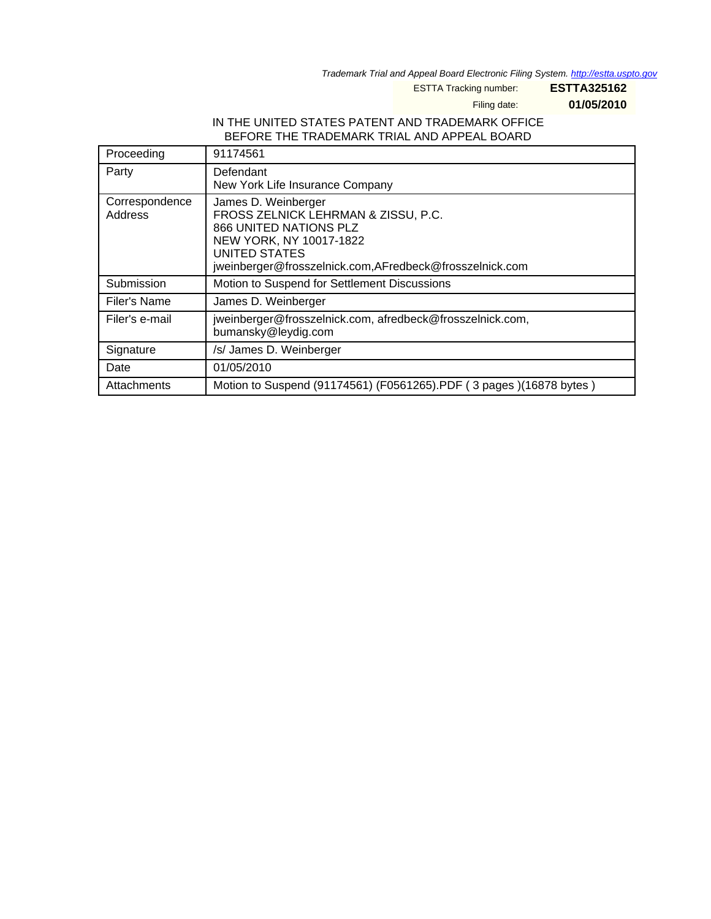*Trademark Trial and Appeal Board Electronic Filing System. http://estta.uspto.gov*

ESTTA Tracking number: **ESTTA325162**

Filing date: **01/05/2010**

IN THE UNITED STATES PATENT AND TRADEMARK OFFICE
BEFORE THE TRADEMARK TRIAL AND APPEAL BOARD

| | |
|---|---|
| Proceeding | 91174561 |
| Party | Defendant<br>New York Life Insurance Company |
| Correspondence Address | James D. Weinberger<br>FROSS ZELNICK LEHRMAN & ZISSU, P.C.<br>866 UNITED NATIONS PLZ<br>NEW YORK, NY 10017-1822<br>UNITED STATES<br>jweinberger@frosszelnick.com,AFredbeck@frosszelnick.com |
| Submission | Motion to Suspend for Settlement Discussions |
| Filer's Name | James D. Weinberger |
| Filer's e-mail | jweinberger@frosszelnick.com, afredbeck@frosszelnick.com, bumansky@leydig.com |
| Signature | /s/ James D. Weinberger |
| Date | 01/05/2010 |
| Attachments | Motion to Suspend (91174561) (F0561265).PDF ( 3 pages )(16878 bytes ) |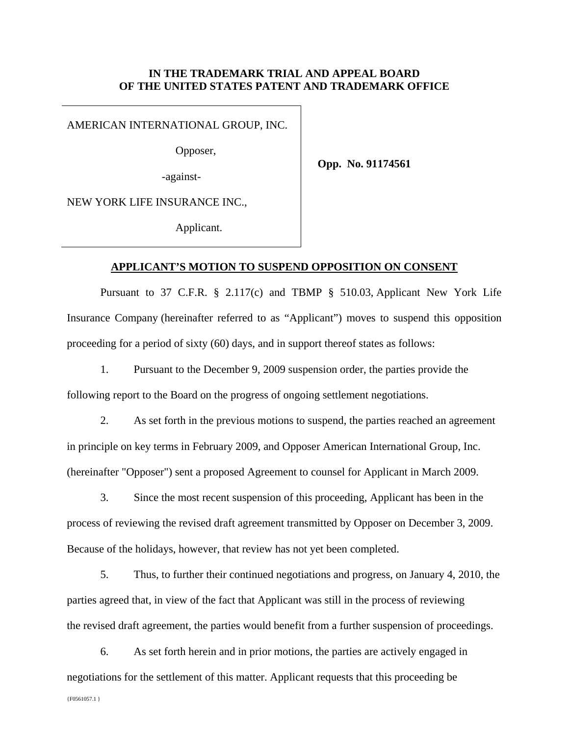**IN THE TRADEMARK TRIAL AND APPEAL BOARD**
**OF THE UNITED STATES PATENT AND TRADEMARK OFFICE**

| | |
|---|---|
| AMERICAN INTERNATIONAL GROUP, INC.<br><br>Opposer,<br><br>-against-<br><br>NEW YORK LIFE INSURANCE INC.,<br><br>Applicant. | **Opp. No. 91174561** |

**APPLICANT'S MOTION TO SUSPEND OPPOSITION ON CONSENT**

Pursuant to 37 C.F.R. § 2.117(c) and TBMP § 510.03, Applicant New York Life Insurance Company (hereinafter referred to as "Applicant") moves to suspend this opposition proceeding for a period of sixty (60) days, and in support thereof states as follows:

1. Pursuant to the December 9, 2009 suspension order, the parties provide the following report to the Board on the progress of ongoing settlement negotiations.

2. As set forth in the previous motions to suspend, the parties reached an agreement in principle on key terms in February 2009, and Opposer American International Group, Inc. (hereinafter "Opposer") sent a proposed Agreement to counsel for Applicant in March 2009.

3. Since the most recent suspension of this proceeding, Applicant has been in the process of reviewing the revised draft agreement transmitted by Opposer on December 3, 2009. Because of the holidays, however, that review has not yet been completed.

5. Thus, to further their continued negotiations and progress, on January 4, 2010, the parties agreed that, in view of the fact that Applicant was still in the process of reviewing the revised draft agreement, the parties would benefit from a further suspension of proceedings.

6. As set forth herein and in prior motions, the parties are actively engaged in negotiations for the settlement of this matter. Applicant requests that this proceeding be

{F0561057.1 }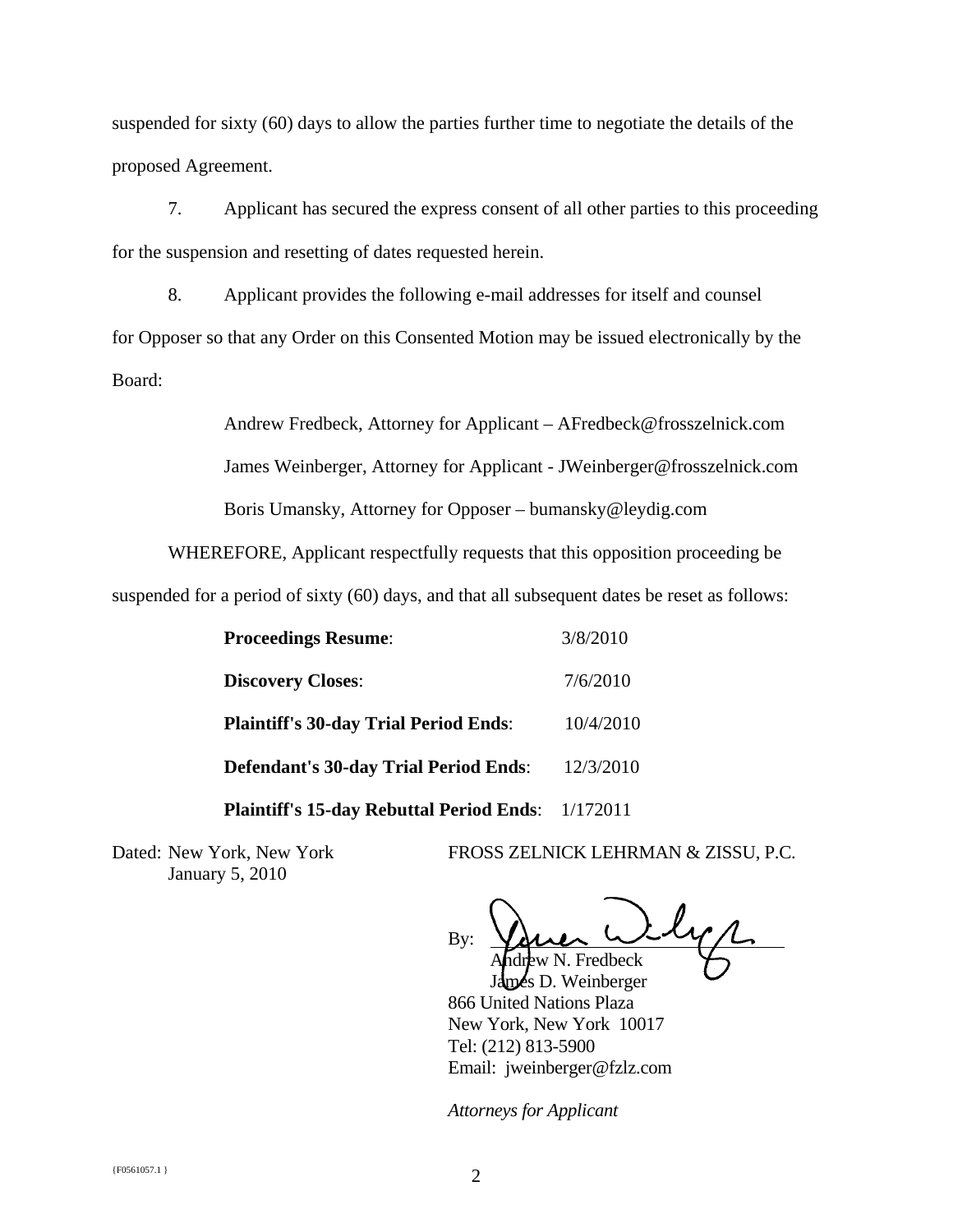suspended for sixty (60) days to allow the parties further time to negotiate the details of the proposed Agreement.

7. Applicant has secured the express consent of all other parties to this proceeding for the suspension and resetting of dates requested herein.

8. Applicant provides the following e-mail addresses for itself and counsel for Opposer so that any Order on this Consented Motion may be issued electronically by the Board:

Andrew Fredbeck, Attorney for Applicant – AFredbeck@frosszelnick.com

James Weinberger, Attorney for Applicant - JWeinberger@frosszelnick.com

Boris Umansky, Attorney for Opposer – bumansky@leydig.com

WHEREFORE, Applicant respectfully requests that this opposition proceeding be suspended for a period of sixty (60) days, and that all subsequent dates be reset as follows:

| | |
|---|---|
| **Proceedings Resume**: | 3/8/2010 |
| **Discovery Closes**: | 7/6/2010 |
| **Plaintiff's 30-day Trial Period Ends**: | 10/4/2010 |
| **Defendant's 30-day Trial Period Ends**: | 12/3/2010 |
| **Plaintiff's 15-day Rebuttal Period Ends**: | 1/172011 |

Dated: New York, New York
January 5, 2010

FROSS ZELNICK LEHRMAN & ZISSU, P.C.

By: ______________________
Andrew N. Fredbeck
James D. Weinberger
866 United Nations Plaza
New York, New York 10017
Tel: (212) 813-5900
Email: jweinberger@fzlz.com

*Attorneys for Applicant*

{F0561057.1 }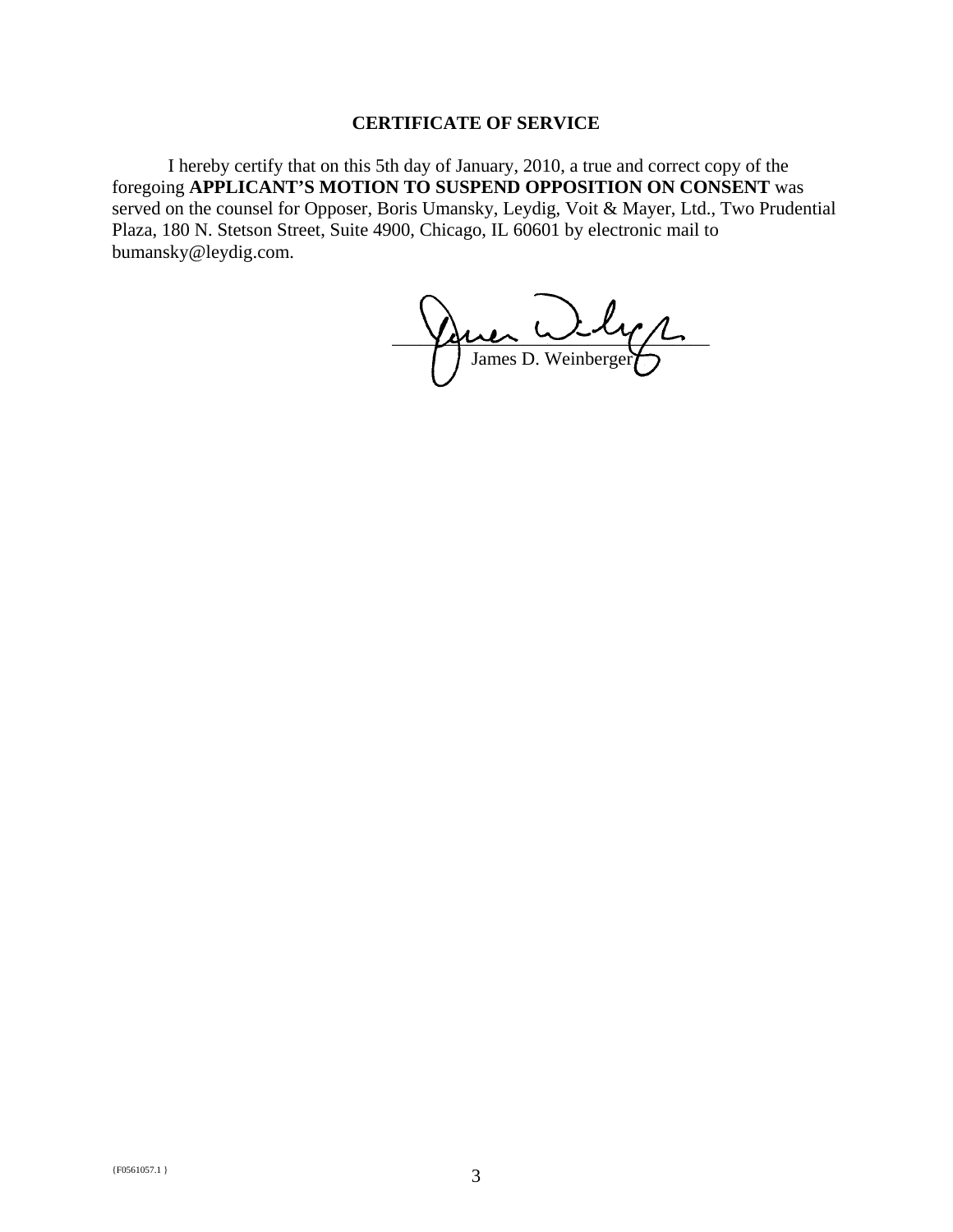**CERTIFICATE OF SERVICE**

I hereby certify that on this 5th day of January, 2010, a true and correct copy of the foregoing **APPLICANT'S MOTION TO SUSPEND OPPOSITION ON CONSENT** was served on the counsel for Opposer, Boris Umansky, Leydig, Voit & Mayer, Ltd., Two Prudential Plaza, 180 N. Stetson Street, Suite 4900, Chicago, IL 60601 by electronic mail to bumansky@leydig.com.

James D. Weinberger

{F0561057.1 }